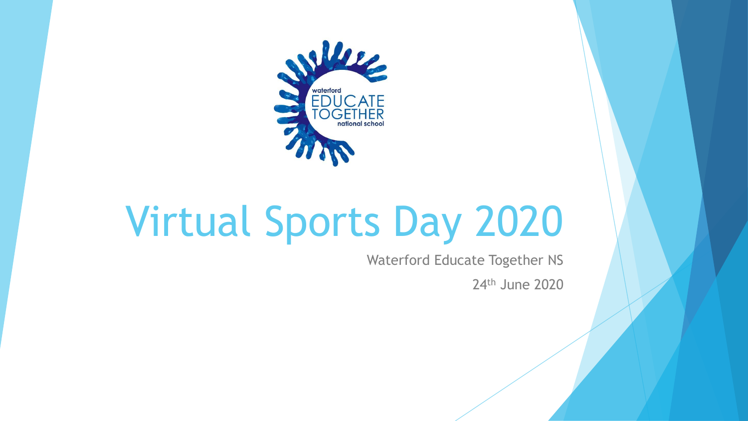# Virtual Sports Day 2020

Waterford Educate Together NS

24th June 2020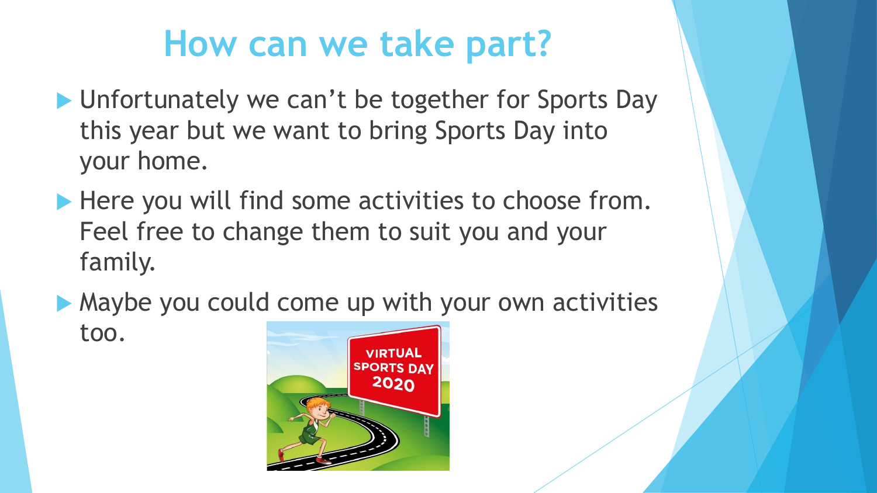# How can we take part?

- Unfortunately we can’t be together for Sports Day this year but we want to bring Sports Day into your home.
- Here you will find some activities to choose from. Feel free to change them to suit you and your family.
- Maybe you could come up with your own activities too.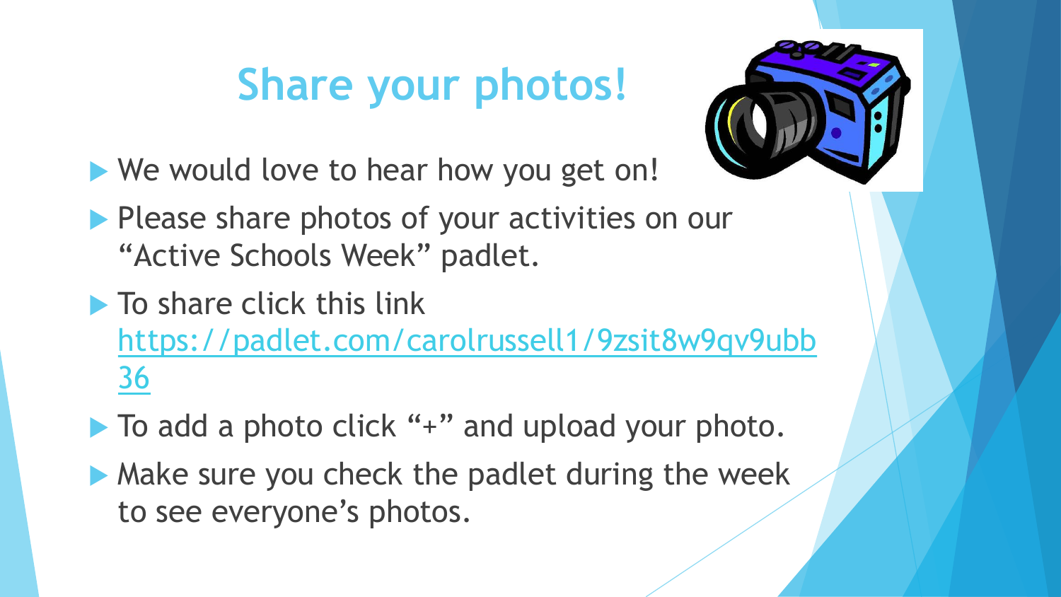# Share your photos!

- We would love to hear how you get on!
- Please share photos of your activities on our "Active Schools Week" padlet.
- To share click this link https://padlet.com/carolrussell1/9zsit8w9qv9ubb36
- To add a photo click "+" and upload your photo.
- Make sure you check the padlet during the week to see everyone's photos.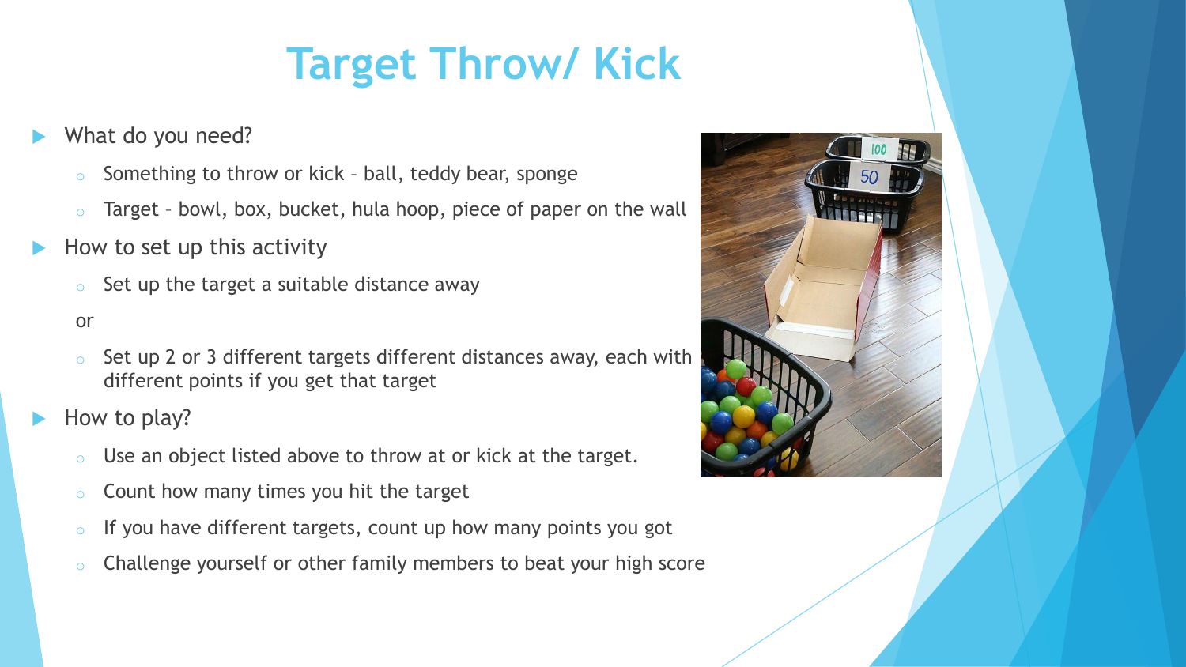# Target Throw/ Kick

- What do you need?
  - Something to throw or kick – ball, teddy bear, sponge
  - Target – bowl, box, bucket, hula hoop, piece of paper on the wall
- How to set up this activity
  - Set up the target a suitable distance away

  or

  - Set up 2 or 3 different targets different distances away, each with different points if you get that target
- How to play?
  - Use an object listed above to throw at or kick at the target.
  - Count how many times you hit the target
  - If you have different targets, count up how many points you got
  - Challenge yourself or other family members to beat your high score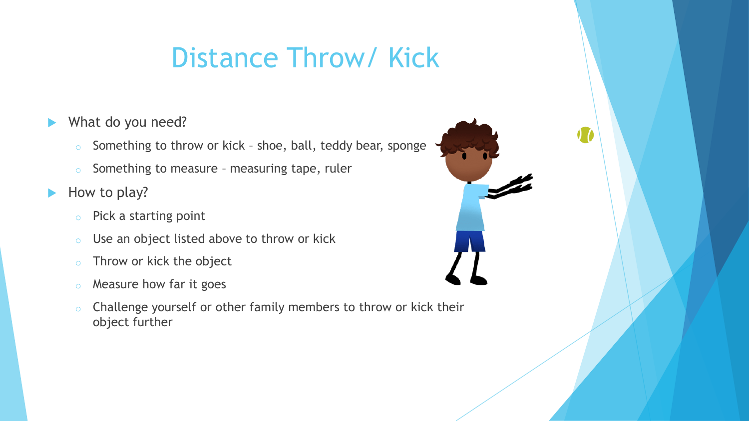# Distance Throw/ Kick

- What do you need?
  - Something to throw or kick – shoe, ball, teddy bear, sponge
  - Something to measure – measuring tape, ruler
- How to play?
  - Pick a starting point
  - Use an object listed above to throw or kick
  - Throw or kick the object
  - Measure how far it goes
  - Challenge yourself or other family members to throw or kick their object further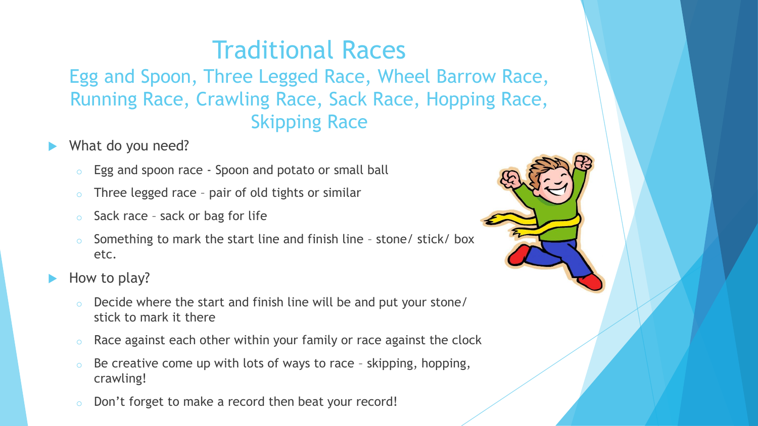# Traditional Races

## Egg and Spoon, Three Legged Race, Wheel Barrow Race, Running Race, Crawling Race, Sack Race, Hopping Race, Skipping Race

- What do you need?
  - Egg and spoon race - Spoon and potato or small ball
  - Three legged race – pair of old tights or similar
  - Sack race – sack or bag for life
  - Something to mark the start line and finish line – stone/ stick/ box etc.
- How to play?
  - Decide where the start and finish line will be and put your stone/ stick to mark it there
  - Race against each other within your family or race against the clock
  - Be creative come up with lots of ways to race – skipping, hopping, crawling!
  - Don't forget to make a record then beat your record!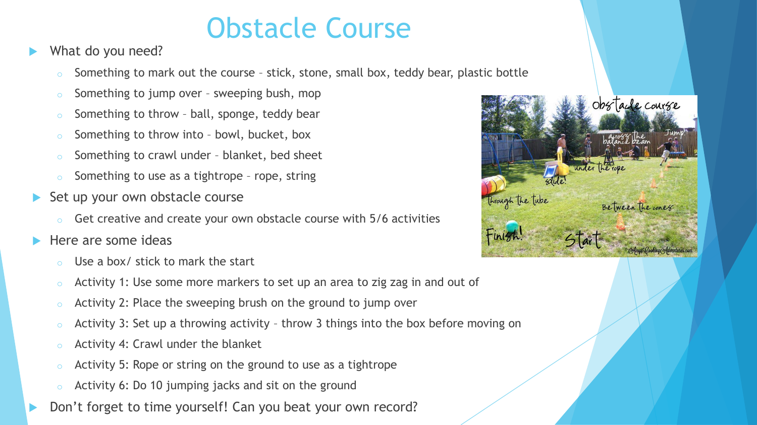# Obstacle Course

- What do you need?
  - Something to mark out the course – stick, stone, small box, teddy bear, plastic bottle
  - Something to jump over – sweeping bush, mop
  - Something to throw – ball, sponge, teddy bear
  - Something to throw into – bowl, bucket, box
  - Something to crawl under – blanket, bed sheet
  - Something to use as a tightrope – rope, string
- Set up your own obstacle course
  - Get creative and create your own obstacle course with 5/6 activities
- Here are some ideas
  - Use a box/ stick to mark the start
  - Activity 1: Use some more markers to set up an area to zig zag in and out of
  - Activity 2: Place the sweeping brush on the ground to jump over
  - Activity 3: Set up a throwing activity – throw 3 things into the box before moving on
  - Activity 4: Crawl under the blanket
  - Activity 5: Rope or string on the ground to use as a tightrope
  - Activity 6: Do 10 jumping jacks and sit on the ground
- Don't forget to time yourself! Can you beat your own record?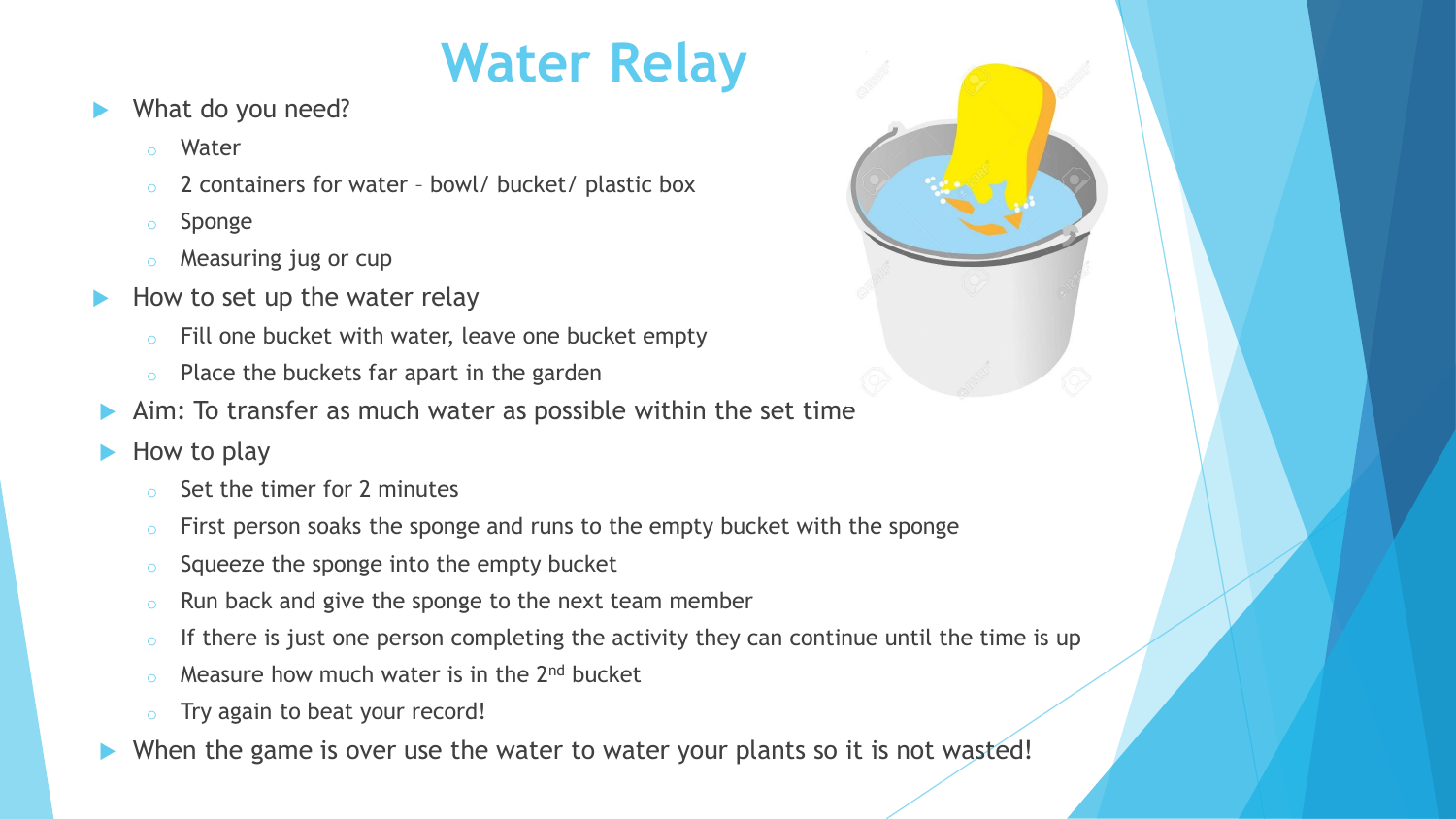# Water Relay

- What do you need?
  - Water
  - 2 containers for water – bowl/ bucket/ plastic box
  - Sponge
  - Measuring jug or cup
- How to set up the water relay
  - Fill one bucket with water, leave one bucket empty
  - Place the buckets far apart in the garden
- Aim: To transfer as much water as possible within the set time
- How to play
  - Set the timer for 2 minutes
  - First person soaks the sponge and runs to the empty bucket with the sponge
  - Squeeze the sponge into the empty bucket
  - Run back and give the sponge to the next team member
  - If there is just one person completing the activity they can continue until the time is up
  - Measure how much water is in the 2nd bucket
  - Try again to beat your record!
- When the game is over use the water to water your plants so it is not wasted!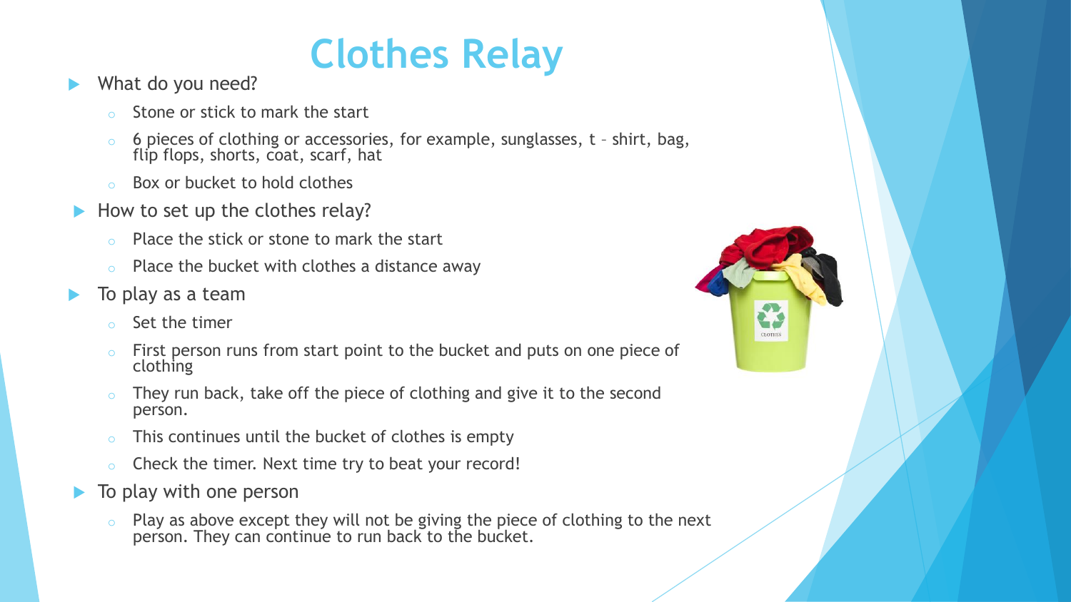# Clothes Relay

- What do you need?
  - Stone or stick to mark the start
  - 6 pieces of clothing or accessories, for example, sunglasses, t – shirt, bag, flip flops, shorts, coat, scarf, hat
  - Box or bucket to hold clothes
- How to set up the clothes relay?
  - Place the stick or stone to mark the start
  - Place the bucket with clothes a distance away
- To play as a team
  - Set the timer
  - First person runs from start point to the bucket and puts on one piece of clothing
  - They run back, take off the piece of clothing and give it to the second person.
  - This continues until the bucket of clothes is empty
  - Check the timer. Next time try to beat your record!
- To play with one person
  - Play as above except they will not be giving the piece of clothing to the next person. They can continue to run back to the bucket.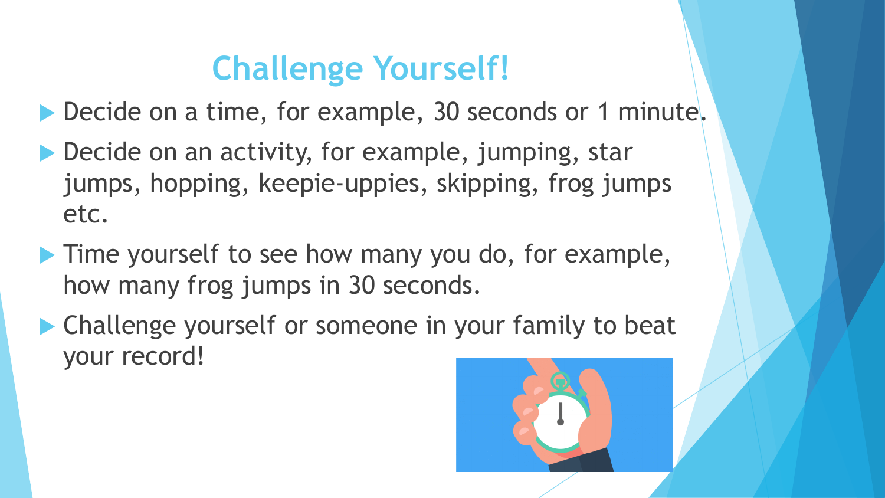# Challenge Yourself!

- Decide on a time, for example, 30 seconds or 1 minute.
- Decide on an activity, for example, jumping, star jumps, hopping, keepie-uppies, skipping, frog jumps etc.
- Time yourself to see how many you do, for example, how many frog jumps in 30 seconds.
- Challenge yourself or someone in your family to beat your record!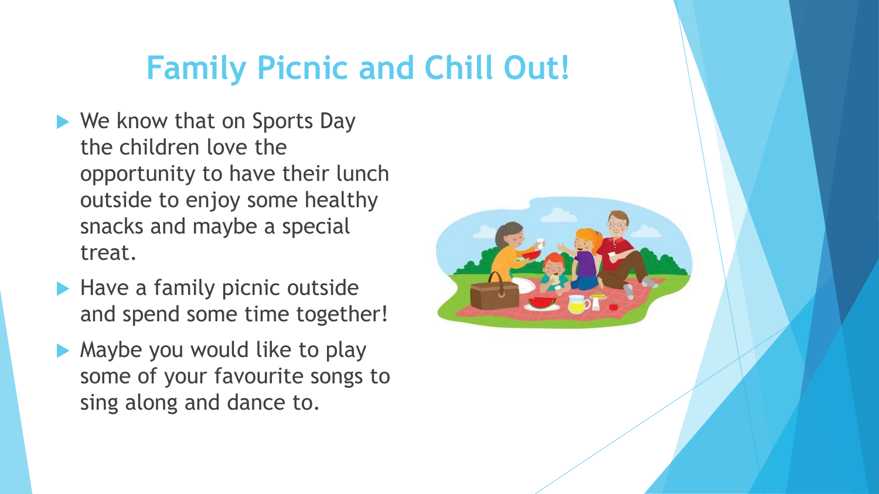# Family Picnic and Chill Out!

- We know that on Sports Day the children love the opportunity to have their lunch outside to enjoy some healthy snacks and maybe a special treat.
- Have a family picnic outside and spend some time together!
- Maybe you would like to play some of your favourite songs to sing along and dance to.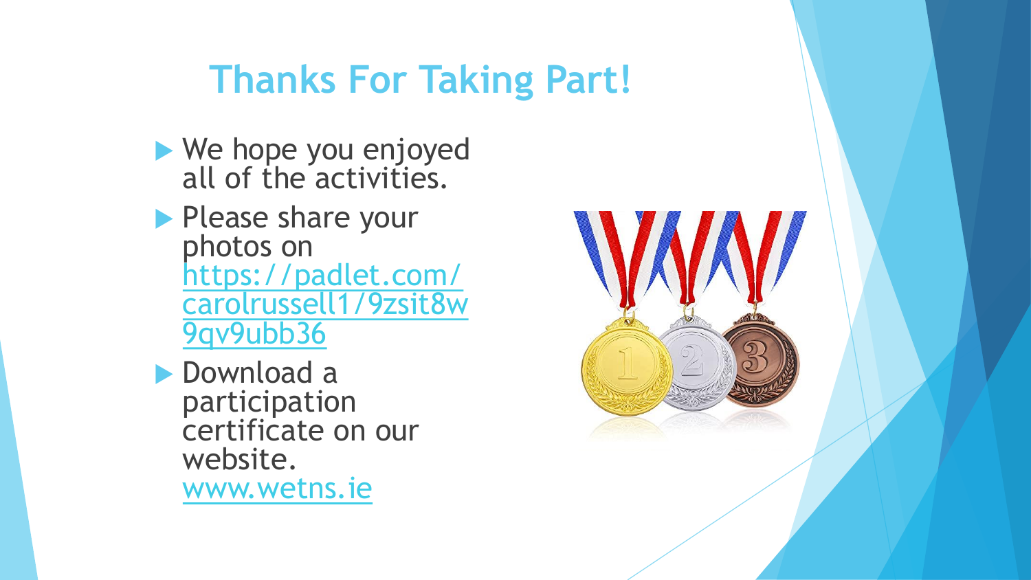# Thanks For Taking Part!

- We hope you enjoyed all of the activities.
- Please share your photos on https://padlet.com/carolrussell1/9zsit8w9qv9ubb36
- Download a participation certificate on our website. www.wetns.ie